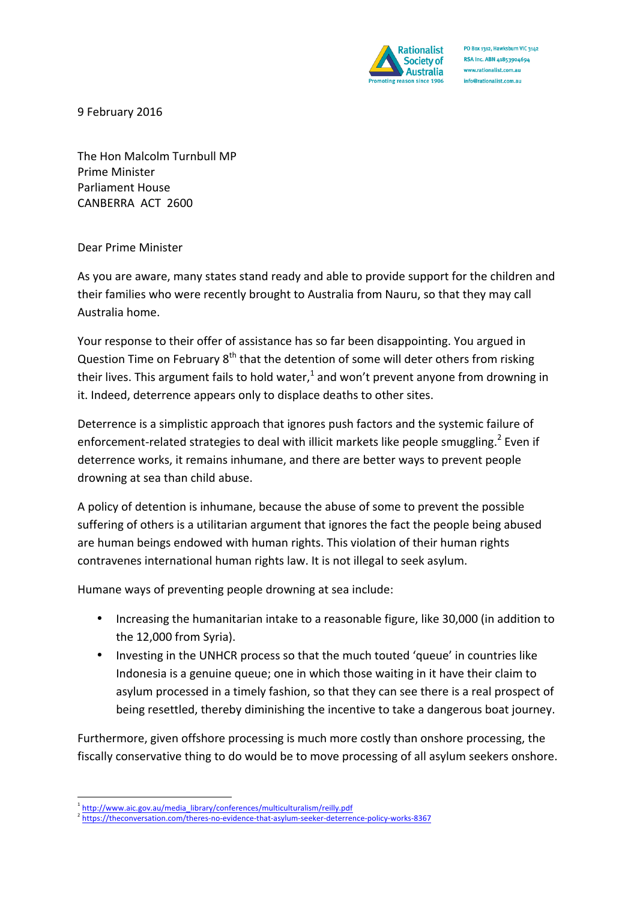Rationalist Society of Australia
Promoting reason since 1906

PO Box 1312, Hawksburn VIC 3142
RSA Inc. ABN 41853904694
www.rationalist.com.au
info@rationalist.com.au

9 February 2016

The Hon Malcolm Turnbull MP
Prime Minister
Parliament House
CANBERRA ACT 2600

Dear Prime Minister

As you are aware, many states stand ready and able to provide support for the children and their families who were recently brought to Australia from Nauru, so that they may call Australia home.

Your response to their offer of assistance has so far been disappointing. You argued in Question Time on February 8th that the detention of some will deter others from risking their lives. This argument fails to hold water,[1] and won't prevent anyone from drowning in it. Indeed, deterrence appears only to displace deaths to other sites.

Deterrence is a simplistic approach that ignores push factors and the systemic failure of enforcement-related strategies to deal with illicit markets like people smuggling.[2] Even if deterrence works, it remains inhumane, and there are better ways to prevent people drowning at sea than child abuse.

A policy of detention is inhumane, because the abuse of some to prevent the possible suffering of others is a utilitarian argument that ignores the fact the people being abused are human beings endowed with human rights. This violation of their human rights contravenes international human rights law. It is not illegal to seek asylum.

Humane ways of preventing people drowning at sea include:

- Increasing the humanitarian intake to a reasonable figure, like 30,000 (in addition to the 12,000 from Syria).
- Investing in the UNHCR process so that the much touted 'queue' in countries like Indonesia is a genuine queue; one in which those waiting in it have their claim to asylum processed in a timely fashion, so that they can see there is a real prospect of being resettled, thereby diminishing the incentive to take a dangerous boat journey.

Furthermore, given offshore processing is much more costly than onshore processing, the fiscally conservative thing to do would be to move processing of all asylum seekers onshore.

---

[1] http://www.aic.gov.au/media_library/conferences/multiculturalism/reilly.pdf
[2] https://theconversation.com/theres-no-evidence-that-asylum-seeker-deterrence-policy-works-8367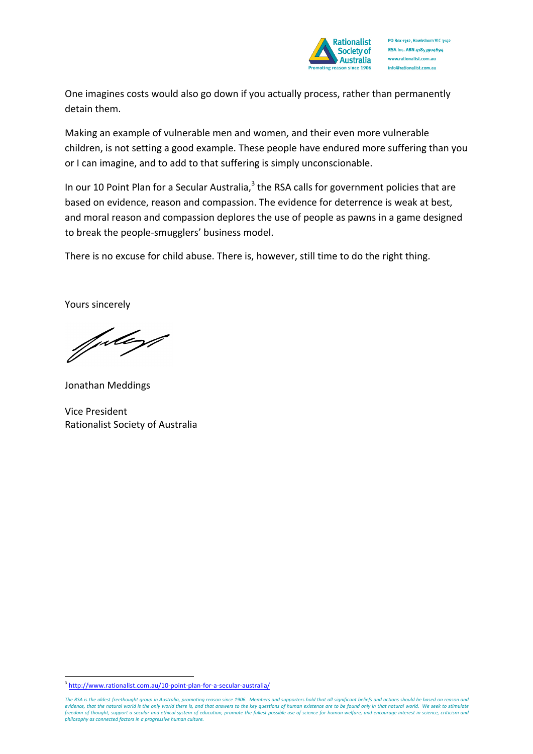One imagines costs would also go down if you actually process, rather than permanently detain them.

Making an example of vulnerable men and women, and their even more vulnerable children, is not setting a good example. These people have endured more suffering than you or I can imagine, and to add to that suffering is simply unconscionable.

In our 10 Point Plan for a Secular Australia,[3] the RSA calls for government policies that are based on evidence, reason and compassion. The evidence for deterrence is weak at best, and moral reason and compassion deplores the use of people as pawns in a game designed to break the people-smugglers' business model.

There is no excuse for child abuse. There is, however, still time to do the right thing.

Yours sincerely

Jonathan Meddings

Vice President
Rationalist Society of Australia

[3] http://www.rationalist.com.au/10-point-plan-for-a-secular-australia/

*The RSA is the oldest freethought group in Australia, promoting reason since 1906. Members and supporters hold that all significant beliefs and actions should be based on reason and evidence, that the natural world is the only world there is, and that answers to the key questions of human existence are to be found only in that natural world. We seek to stimulate freedom of thought, support a secular and ethical system of education, promote the fullest possible use of science for human welfare, and encourage interest in science, criticism and philosophy as connected factors in a progressive human culture.*